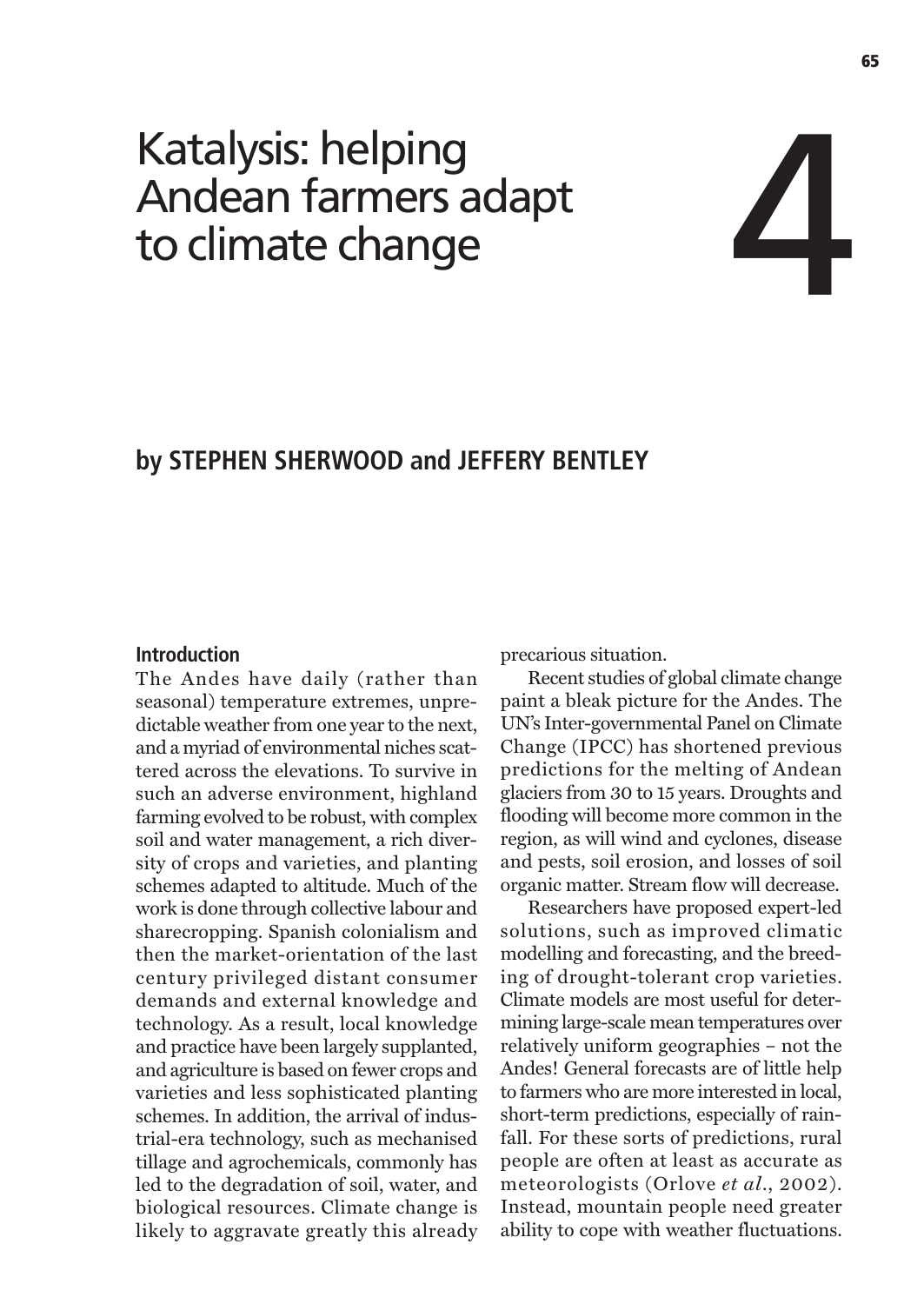# Katalysis: helping Andean farmers adapt to climate change

# 4

**by STEPHEN SHERWOOD and JEFFERY BENTLEY**

## Introduction

The Andes have daily (rather than seasonal) temperature extremes, unpredictable weather from one year to the next, and a myriad of environmental niches scattered across the elevations. To survive in such an adverse environment, highland farming evolved to be robust, with complex soil and water management, a rich diversity of crops and varieties, and planting schemes adapted to altitude. Much of the work is done through collective labour and sharecropping. Spanish colonialism and then the market-orientation of the last century privileged distant consumer demands and external knowledge and technology. As a result, local knowledge and practice have been largely supplanted, and agriculture is based on fewer crops and varieties and less sophisticated planting schemes. In addition, the arrival of industrial-era technology, such as mechanised tillage and agrochemicals, commonly has led to the degradation of soil, water, and biological resources. Climate change is likely to aggravate greatly this already precarious situation.

Recent studies of global climate change paint a bleak picture for the Andes. The UN's Inter-governmental Panel on Climate Change (IPCC) has shortened previous predictions for the melting of Andean glaciers from 30 to 15 years. Droughts and flooding will become more common in the region, as will wind and cyclones, disease and pests, soil erosion, and losses of soil organic matter. Stream flow will decrease.

Researchers have proposed expert-led solutions, such as improved climatic modelling and forecasting, and the breeding of drought-tolerant crop varieties. Climate models are most useful for determining large-scale mean temperatures over relatively uniform geographies – not the Andes! General forecasts are of little help to farmers who are more interested in local, short-term predictions, especially of rainfall. For these sorts of predictions, rural people are often at least as accurate as meteorologists (Orlove *et al*., 2002). Instead, mountain people need greater ability to cope with weather fluctuations.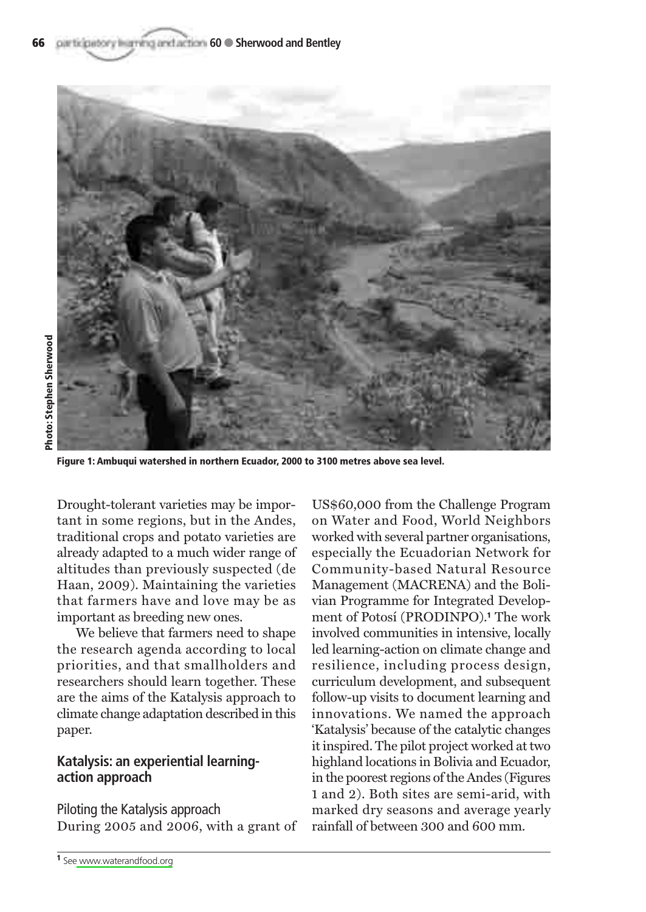Photo: Stephen Sherwood

Figure 1: Ambuqui watershed in northern Ecuador, 2000 to 3100 metres above sea level.

Drought-tolerant varieties may be important in some regions, but in the Andes, traditional crops and potato varieties are already adapted to a much wider range of altitudes than previously suspected (de Haan, 2009). Maintaining the varieties that farmers have and love may be as important as breeding new ones.

We believe that farmers need to shape the research agenda according to local priorities, and that smallholders and researchers should learn together. These are the aims of the Katalysis approach to climate change adaptation described in this paper.

## Katalysis: an experiential learning-action approach

### Piloting the Katalysis approach

During 2005 and 2006, with a grant of US$60,000 from the Challenge Program on Water and Food, World Neighbors worked with several partner organisations, especially the Ecuadorian Network for Community-based Natural Resource Management (MACRENA) and the Bolivian Programme for Integrated Development of Potosí (PRODINPO).[1] The work involved communities in intensive, locally led learning-action on climate change and resilience, including process design, curriculum development, and subsequent follow-up visits to document learning and innovations. We named the approach 'Katalysis' because of the catalytic changes it inspired. The pilot project worked at two highland locations in Bolivia and Ecuador, in the poorest regions of the Andes (Figures 1 and 2). Both sites are semi-arid, with marked dry seasons and average yearly rainfall of between 300 and 600 mm.

[1] See www.waterandfood.org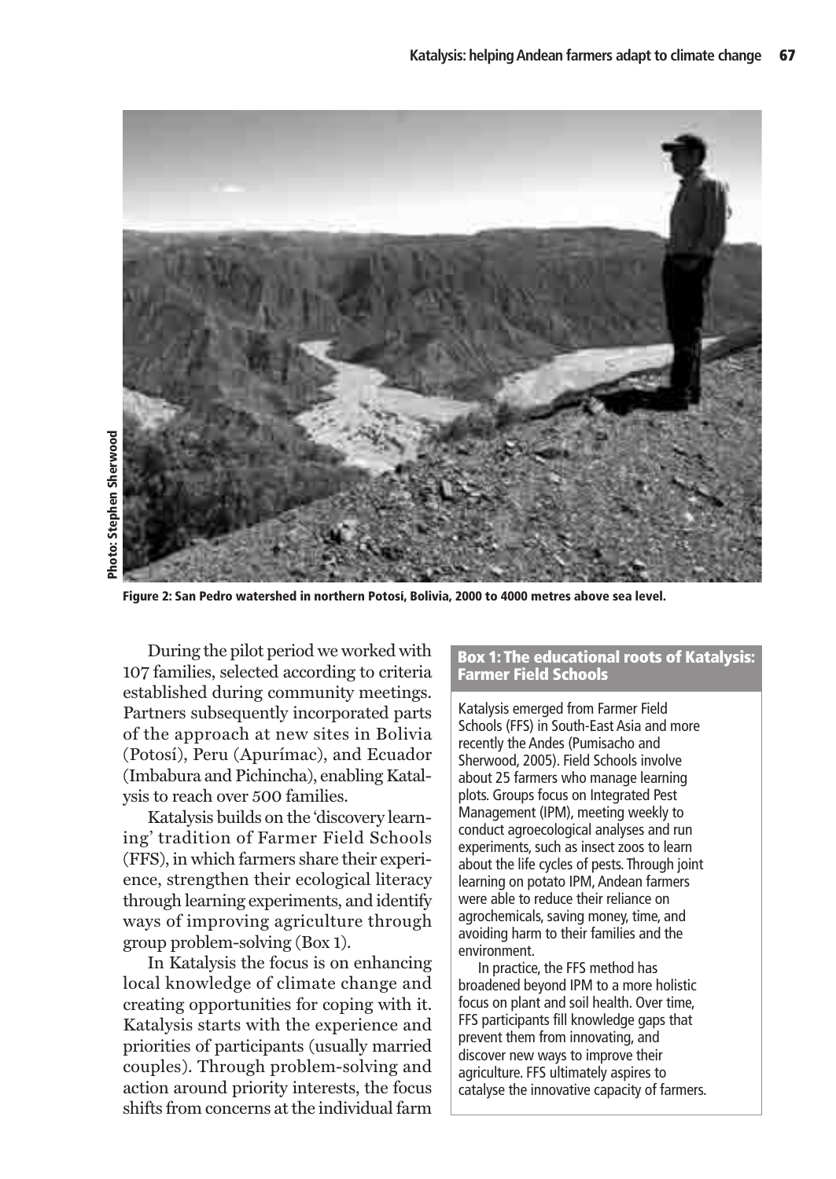Photo: Stephen Sherwood

Figure 2: San Pedro watershed in northern Potosí, Bolivia, 2000 to 4000 metres above sea level.

During the pilot period we worked with 107 families, selected according to criteria established during community meetings. Partners subsequently incorporated parts of the approach at new sites in Bolivia (Potosí), Peru (Apurímac), and Ecuador (Imbabura and Pichincha), enabling Katalysis to reach over 500 families.

Katalysis builds on the 'discovery learning' tradition of Farmer Field Schools (FFS), in which farmers share their experience, strengthen their ecological literacy through learning experiments, and identify ways of improving agriculture through group problem-solving (Box 1).

In Katalysis the focus is on enhancing local knowledge of climate change and creating opportunities for coping with it. Katalysis starts with the experience and priorities of participants (usually married couples). Through problem-solving and action around priority interests, the focus shifts from concerns at the individual farm

### Box 1: The educational roots of Katalysis: Farmer Field Schools

Katalysis emerged from Farmer Field Schools (FFS) in South-East Asia and more recently the Andes (Pumisacho and Sherwood, 2005). Field Schools involve about 25 farmers who manage learning plots. Groups focus on Integrated Pest Management (IPM), meeting weekly to conduct agroecological analyses and run experiments, such as insect zoos to learn about the life cycles of pests. Through joint learning on potato IPM, Andean farmers were able to reduce their reliance on agrochemicals, saving money, time, and avoiding harm to their families and the environment.

In practice, the FFS method has broadened beyond IPM to a more holistic focus on plant and soil health. Over time, FFS participants fill knowledge gaps that prevent them from innovating, and discover new ways to improve their agriculture. FFS ultimately aspires to catalyse the innovative capacity of farmers.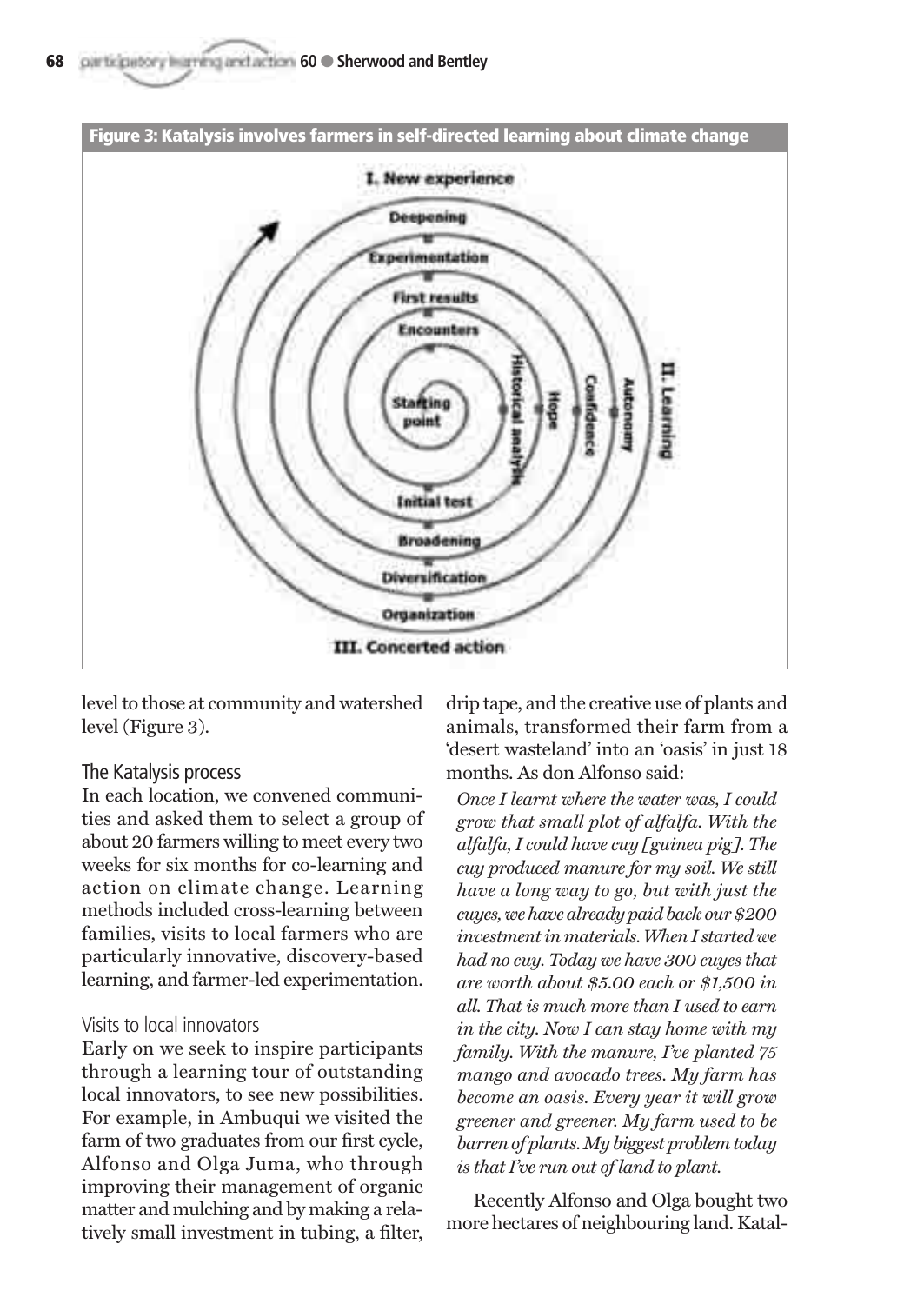**Figure 3: Katalysis involves farmers in self-directed learning about climate change**

I. New experience

Deepening

Experimentation

First results

Encounters

Starting point

Historical analysis

Hope

Confidence

Autonomy

II. Learning

Initial test

Broadening

Diversification

Organization

III. Concerted action

level to those at community and watershed level (Figure 3).

## The Katalysis process

In each location, we convened communities and asked them to select a group of about 20 farmers willing to meet every two weeks for six months for co-learning and action on climate change. Learning methods included cross-learning between families, visits to local farmers who are particularly innovative, discovery-based learning, and farmer-led experimentation.

### Visits to local innovators

Early on we seek to inspire participants through a learning tour of outstanding local innovators, to see new possibilities. For example, in Ambuqui we visited the farm of two graduates from our first cycle, Alfonso and Olga Juma, who through improving their management of organic matter and mulching and by making a relatively small investment in tubing, a filter, drip tape, and the creative use of plants and animals, transformed their farm from a 'desert wasteland' into an 'oasis' in just 18 months. As don Alfonso said:

*Once I learnt where the water was, I could grow that small plot of alfalfa. With the alfalfa, I could have cuy [guinea pig]. The cuy produced manure for my soil. We still have a long way to go, but with just the cuyes, we have already paid back our $200 investment in materials. When I started we had no cuy. Today we have 300 cuyes that are worth about $5.00 each or $1,500 in all. That is much more than I used to earn in the city. Now I can stay home with my family. With the manure, I've planted 75 mango and avocado trees. My farm has become an oasis. Every year it will grow greener and greener. My farm used to be barren of plants. My biggest problem today is that I've run out of land to plant.*

Recently Alfonso and Olga bought two more hectares of neighbouring land. Katal-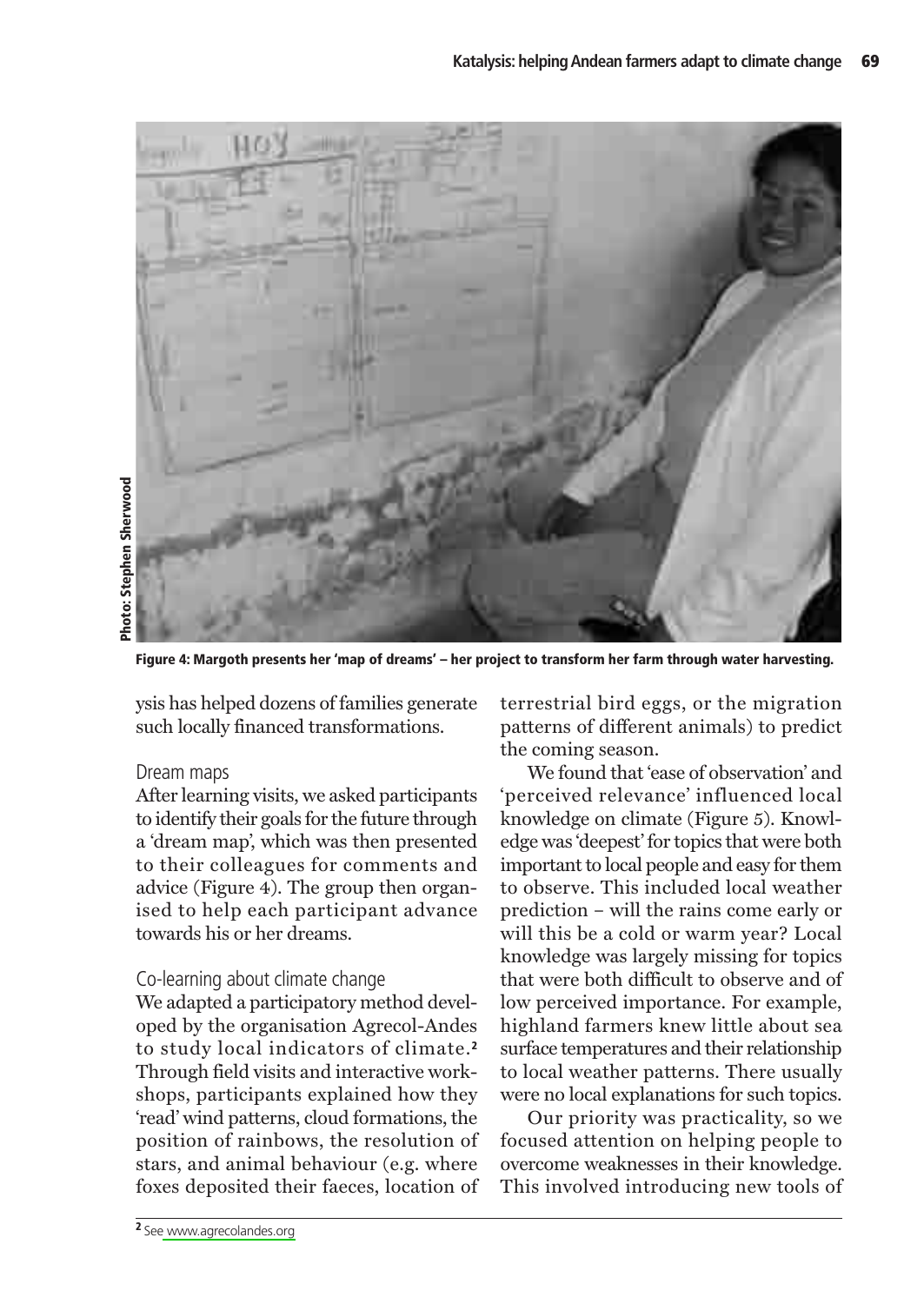Photo: Stephen Sherwood

**Figure 4: Margoth presents her 'map of dreams' – her project to transform her farm through water harvesting.**

ysis has helped dozens of families generate such locally financed transformations.

### Dream maps

After learning visits, we asked participants to identify their goals for the future through a 'dream map', which was then presented to their colleagues for comments and advice (Figure 4). The group then organised to help each participant advance towards his or her dreams.

### Co-learning about climate change

We adapted a participatory method developed by the organisation Agrecol-Andes to study local indicators of climate.[2] Through field visits and interactive workshops, participants explained how they 'read' wind patterns, cloud formations, the position of rainbows, the resolution of stars, and animal behaviour (e.g. where foxes deposited their faeces, location of terrestrial bird eggs, or the migration patterns of different animals) to predict the coming season.

We found that 'ease of observation' and 'perceived relevance' influenced local knowledge on climate (Figure 5). Knowledge was 'deepest' for topics that were both important to local people and easy for them to observe. This included local weather prediction – will the rains come early or will this be a cold or warm year? Local knowledge was largely missing for topics that were both difficult to observe and of low perceived importance. For example, highland farmers knew little about sea surface temperatures and their relationship to local weather patterns. There usually were no local explanations for such topics.

Our priority was practicality, so we focused attention on helping people to overcome weaknesses in their knowledge. This involved introducing new tools of

[2] See www.agrecolandes.org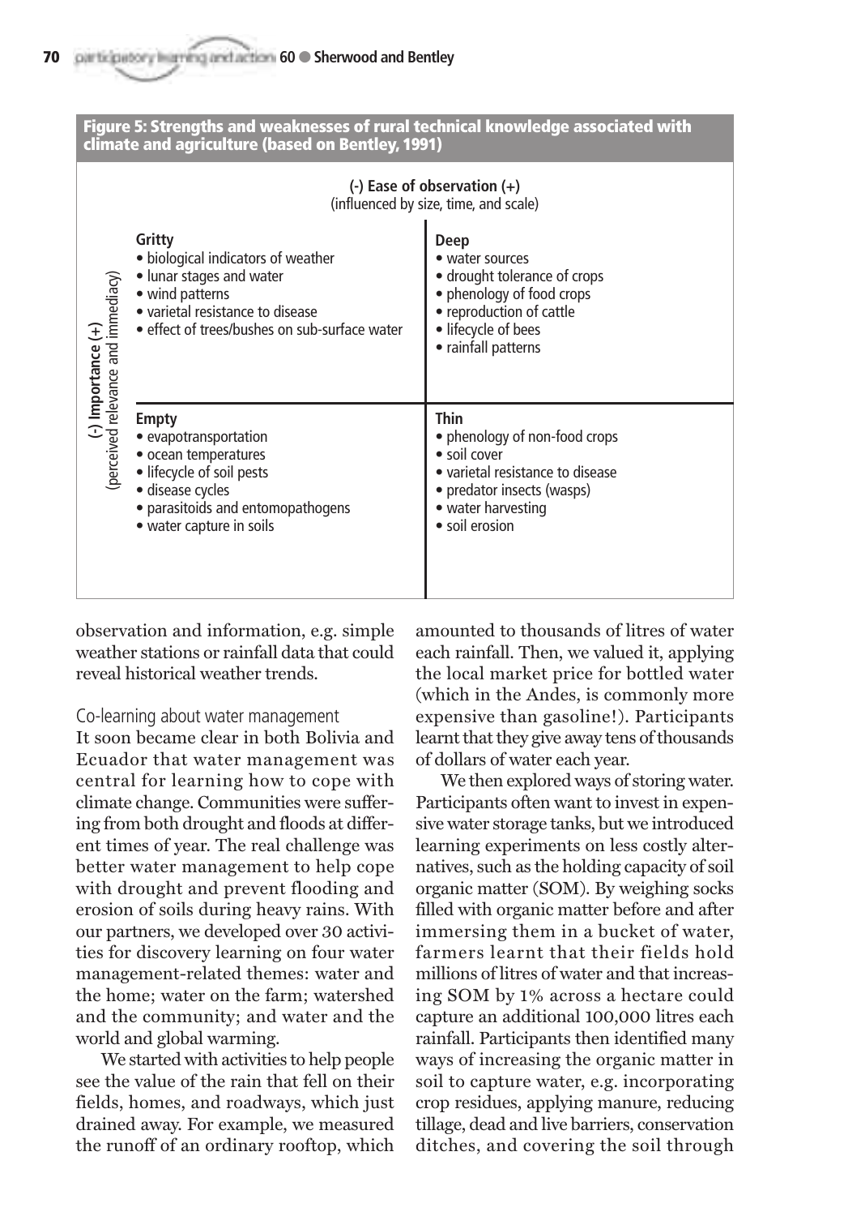**Figure 5: Strengths and weaknesses of rural technical knowledge associated with climate and agriculture (based on Bentley, 1991)**

(-) Ease of observation (+)
(influenced by size, time, and scale)

(-) Importance (+)
(perceived relevance and immediacy)

| Gritty | Deep |
|---|---|
| • biological indicators of weather<br>• lunar stages and water<br>• wind patterns<br>• varietal resistance to disease<br>• effect of trees/bushes on sub-surface water | • water sources<br>• drought tolerance of crops<br>• phenology of food crops<br>• reproduction of cattle<br>• lifecycle of bees<br>• rainfall patterns |
| **Empty** | **Thin** |
| • evapotransportation<br>• ocean temperatures<br>• lifecycle of soil pests<br>• disease cycles<br>• parasitoids and entomopathogens<br>• water capture in soils | • phenology of non-food crops<br>• soil cover<br>• varietal resistance to disease<br>• predator insects (wasps)<br>• water harvesting<br>• soil erosion |

observation and information, e.g. simple weather stations or rainfall data that could reveal historical weather trends.

### Co-learning about water management

It soon became clear in both Bolivia and Ecuador that water management was central for learning how to cope with climate change. Communities were suffering from both drought and floods at different times of year. The real challenge was better water management to help cope with drought and prevent flooding and erosion of soils during heavy rains. With our partners, we developed over 30 activities for discovery learning on four water management-related themes: water and the home; water on the farm; watershed and the community; and water and the world and global warming.

We started with activities to help people see the value of the rain that fell on their fields, homes, and roadways, which just drained away. For example, we measured the runoff of an ordinary rooftop, which amounted to thousands of litres of water each rainfall. Then, we valued it, applying the local market price for bottled water (which in the Andes, is commonly more expensive than gasoline!). Participants learnt that they give away tens of thousands of dollars of water each year.

We then explored ways of storing water. Participants often want to invest in expensive water storage tanks, but we introduced learning experiments on less costly alternatives, such as the holding capacity of soil organic matter (SOM). By weighing socks filled with organic matter before and after immersing them in a bucket of water, farmers learnt that their fields hold millions of litres of water and that increasing SOM by 1% across a hectare could capture an additional 100,000 litres each rainfall. Participants then identified many ways of increasing the organic matter in soil to capture water, e.g. incorporating crop residues, applying manure, reducing tillage, dead and live barriers, conservation ditches, and covering the soil through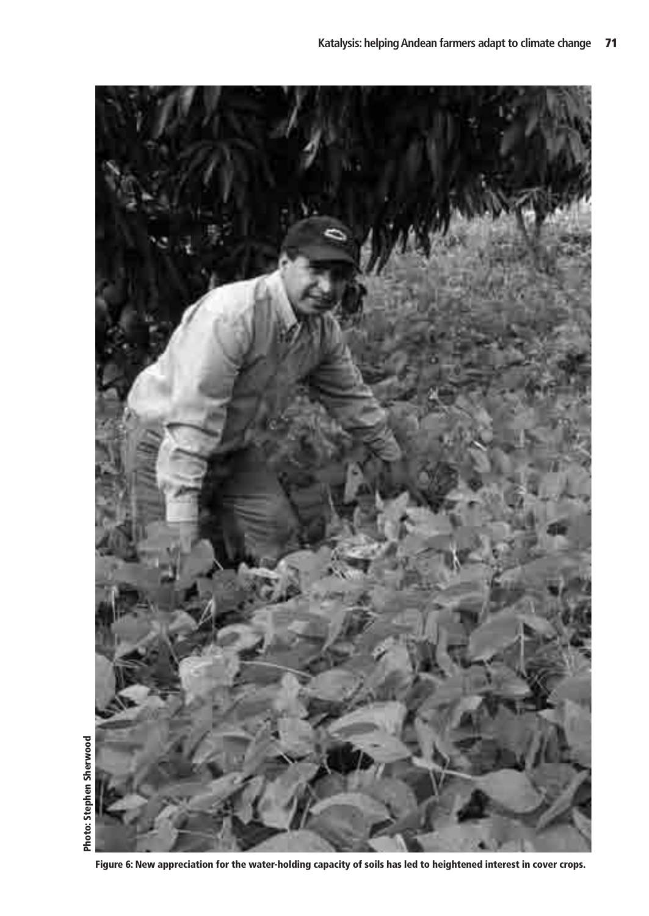Photo: Stephen Sherwood

Figure 6: New appreciation for the water-holding capacity of soils has led to heightened interest in cover crops.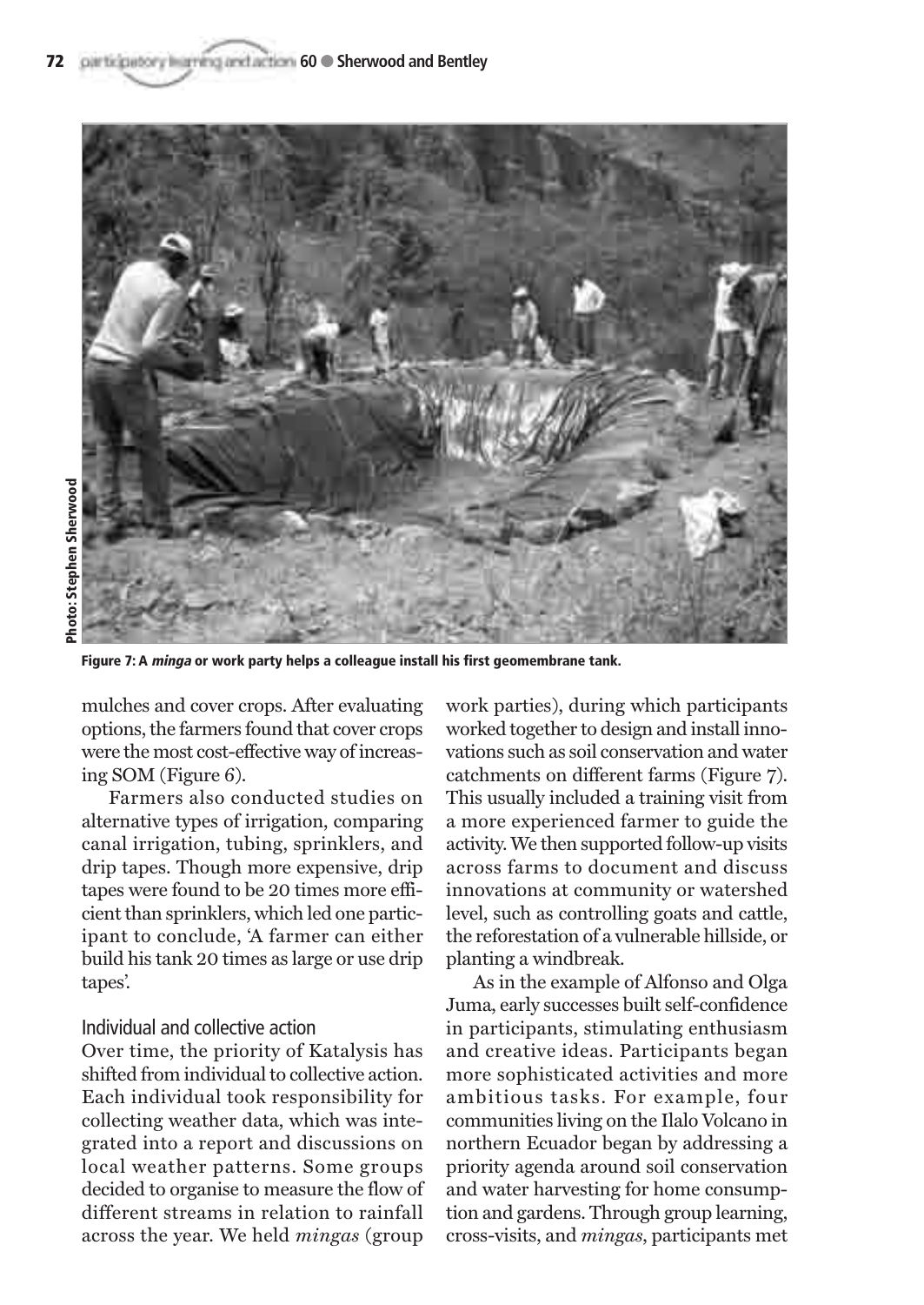Figure 7: A *minga* or work party helps a colleague install his first geomembrane tank.

mulches and cover crops. After evaluating options, the farmers found that cover crops were the most cost-effective way of increasing SOM (Figure 6).

Farmers also conducted studies on alternative types of irrigation, comparing canal irrigation, tubing, sprinklers, and drip tapes. Though more expensive, drip tapes were found to be 20 times more efficient than sprinklers, which led one participant to conclude, 'A farmer can either build his tank 20 times as large or use drip tapes'.

## Individual and collective action

Over time, the priority of Katalysis has shifted from individual to collective action. Each individual took responsibility for collecting weather data, which was integrated into a report and discussions on local weather patterns. Some groups decided to organise to measure the flow of different streams in relation to rainfall across the year. We held *mingas* (group work parties), during which participants worked together to design and install innovations such as soil conservation and water catchments on different farms (Figure 7). This usually included a training visit from a more experienced farmer to guide the activity. We then supported follow-up visits across farms to document and discuss innovations at community or watershed level, such as controlling goats and cattle, the reforestation of a vulnerable hillside, or planting a windbreak.

As in the example of Alfonso and Olga Juma, early successes built self-confidence in participants, stimulating enthusiasm and creative ideas. Participants began more sophisticated activities and more ambitious tasks. For example, four communities living on the Ilalo Volcano in northern Ecuador began by addressing a priority agenda around soil conservation and water harvesting for home consumption and gardens. Through group learning, cross-visits, and *mingas*, participants met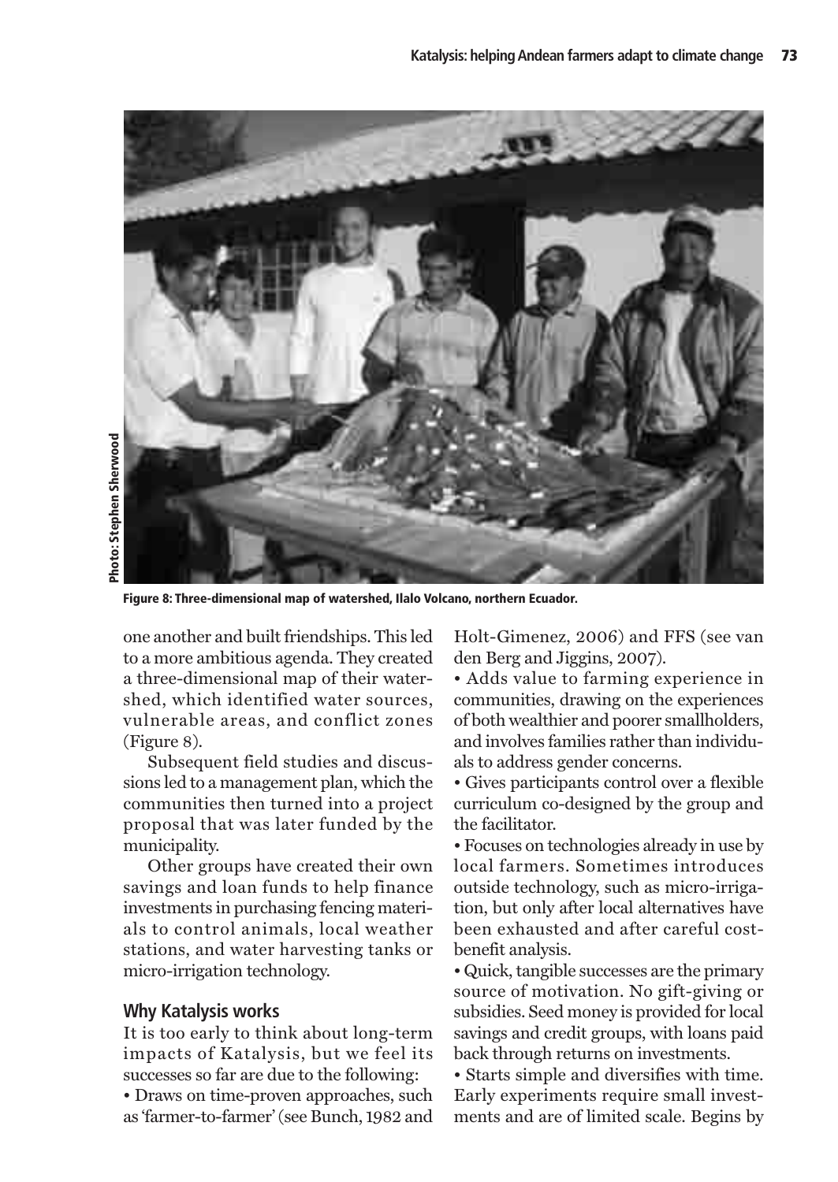Figure 8: Three-dimensional map of watershed, Ilalo Volcano, northern Ecuador.

one another and built friendships. This led to a more ambitious agenda. They created a three-dimensional map of their watershed, which identified water sources, vulnerable areas, and conflict zones (Figure 8).

Subsequent field studies and discussions led to a management plan, which the communities then turned into a project proposal that was later funded by the municipality.

Other groups have created their own savings and loan funds to help finance investments in purchasing fencing materials to control animals, local weather stations, and water harvesting tanks or micro-irrigation technology.

## Why Katalysis works

It is too early to think about long-term impacts of Katalysis, but we feel its successes so far are due to the following:

- Draws on time-proven approaches, such as 'farmer-to-farmer' (see Bunch, 1982 and Holt-Gimenez, 2006) and FFS (see van den Berg and Jiggins, 2007).
- Adds value to farming experience in communities, drawing on the experiences of both wealthier and poorer smallholders, and involves families rather than individuals to address gender concerns.
- Gives participants control over a flexible curriculum co-designed by the group and the facilitator.
- Focuses on technologies already in use by local farmers. Sometimes introduces outside technology, such as micro-irrigation, but only after local alternatives have been exhausted and after careful cost-benefit analysis.
- Quick, tangible successes are the primary source of motivation. No gift-giving or subsidies. Seed money is provided for local savings and credit groups, with loans paid back through returns on investments.
- Starts simple and diversifies with time. Early experiments require small investments and are of limited scale. Begins by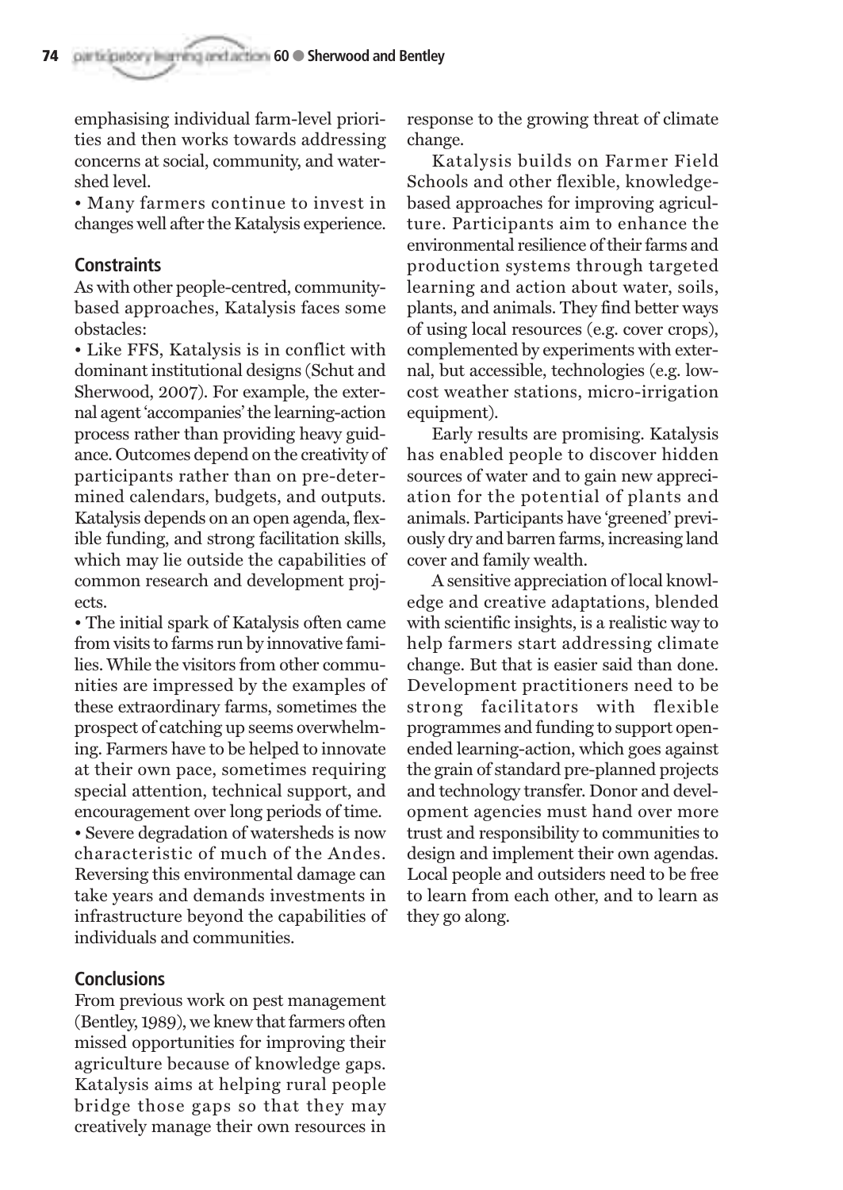emphasising individual farm-level priorities and then works towards addressing concerns at social, community, and watershed level.

• Many farmers continue to invest in changes well after the Katalysis experience.

## Constraints

As with other people-centred, community-based approaches, Katalysis faces some obstacles:

• Like FFS, Katalysis is in conflict with dominant institutional designs (Schut and Sherwood, 2007). For example, the external agent 'accompanies' the learning-action process rather than providing heavy guidance. Outcomes depend on the creativity of participants rather than on pre-determined calendars, budgets, and outputs. Katalysis depends on an open agenda, flexible funding, and strong facilitation skills, which may lie outside the capabilities of common research and development projects.

• The initial spark of Katalysis often came from visits to farms run by innovative families. While the visitors from other communities are impressed by the examples of these extraordinary farms, sometimes the prospect of catching up seems overwhelming. Farmers have to be helped to innovate at their own pace, sometimes requiring special attention, technical support, and encouragement over long periods of time.

• Severe degradation of watersheds is now characteristic of much of the Andes. Reversing this environmental damage can take years and demands investments in infrastructure beyond the capabilities of individuals and communities.

## Conclusions

From previous work on pest management (Bentley, 1989), we knew that farmers often missed opportunities for improving their agriculture because of knowledge gaps. Katalysis aims at helping rural people bridge those gaps so that they may creatively manage their own resources in response to the growing threat of climate change.

Katalysis builds on Farmer Field Schools and other flexible, knowledge-based approaches for improving agriculture. Participants aim to enhance the environmental resilience of their farms and production systems through targeted learning and action about water, soils, plants, and animals. They find better ways of using local resources (e.g. cover crops), complemented by experiments with external, but accessible, technologies (e.g. low-cost weather stations, micro-irrigation equipment).

Early results are promising. Katalysis has enabled people to discover hidden sources of water and to gain new appreciation for the potential of plants and animals. Participants have 'greened' previously dry and barren farms, increasing land cover and family wealth.

A sensitive appreciation of local knowledge and creative adaptations, blended with scientific insights, is a realistic way to help farmers start addressing climate change. But that is easier said than done. Development practitioners need to be strong facilitators with flexible programmes and funding to support open-ended learning-action, which goes against the grain of standard pre-planned projects and technology transfer. Donor and development agencies must hand over more trust and responsibility to communities to design and implement their own agendas. Local people and outsiders need to be free to learn from each other, and to learn as they go along.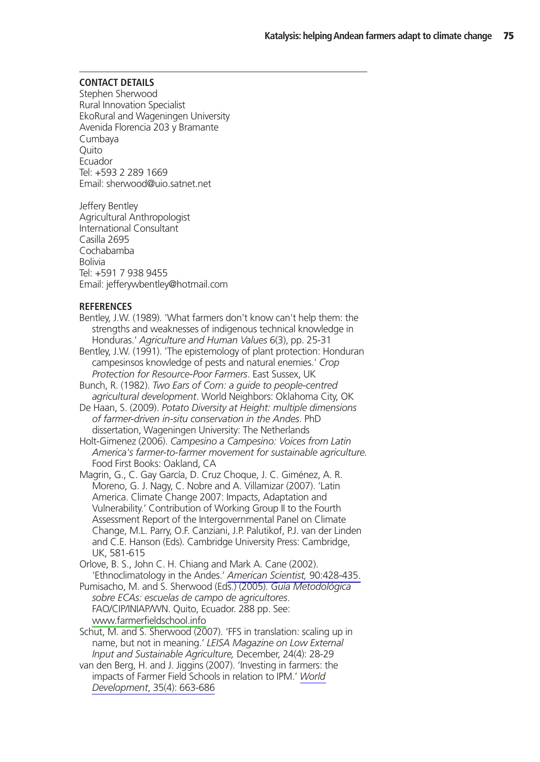## CONTACT DETAILS

Stephen Sherwood
Rural Innovation Specialist
EkoRural and Wageningen University
Avenida Florencia 203 y Bramante
Cumbaya
Quito
Ecuador
Tel: +593 2 289 1669
Email: sherwood@uio.satnet.net

Jeffery Bentley
Agricultural Anthropologist
International Consultant
Casilla 2695
Cochabamba
Bolivia
Tel: +591 7 938 9455
Email: jefferywbentley@hotmail.com

## REFERENCES

Bentley, J.W. (1989). 'What farmers don't know can't help them: the strengths and weaknesses of indigenous technical knowledge in Honduras.' *Agriculture and Human Values* 6(3), pp. 25-31

Bentley, J.W. (1991). 'The epistemology of plant protection: Honduran campesinsos knowledge of pests and natural enemies.' *Crop Protection for Resource-Poor Farmers*. East Sussex, UK

Bunch, R. (1982). *Two Ears of Corn: a guide to people-centred agricultural development*. World Neighbors: Oklahoma City, OK

De Haan, S. (2009). *Potato Diversity at Height: multiple dimensions of farmer-driven in-situ conservation in the Andes*. PhD dissertation, Wageningen University: The Netherlands

Holt-Gimenez (2006). *Campesino a Campesino: Voices from Latin America's farmer-to-farmer movement for sustainable agriculture.* Food First Books: Oakland, CA

Magrin, G., C. Gay García, D. Cruz Choque, J. C. Giménez, A. R. Moreno, G. J. Nagy, C. Nobre and A. Villamizar (2007). 'Latin America. Climate Change 2007: Impacts, Adaptation and Vulnerability.' Contribution of Working Group II to the Fourth Assessment Report of the Intergovernmental Panel on Climate Change, M.L. Parry, O.F. Canziani, J.P. Palutikof, P.J. van der Linden and C.E. Hanson (Eds). Cambridge University Press: Cambridge, UK, 581-615

Orlove, B. S., John C. H. Chiang and Mark A. Cane (2002). 'Ethnoclimatology in the Andes.' *American Scientist,* 90:428-435.

Pumisacho, M. and S. Sherwood (Eds.) (2005). *Guía Metodológica sobre ECAs: escuelas de campo de agricultores*. FAO/CIP/INIAP/WN. Quito, Ecuador. 288 pp. See: www.farmerfieldschool.info

Schut, M. and S. Sherwood (2007). 'FFS in translation: scaling up in name, but not in meaning.' *LEISA Magazine on Low External Input and Sustainable Agriculture,* December, 24(4): 28-29

van den Berg, H. and J. Jiggins (2007). 'Investing in farmers: the impacts of Farmer Field Schools in relation to IPM.' *World Development*, 35(4): 663-686